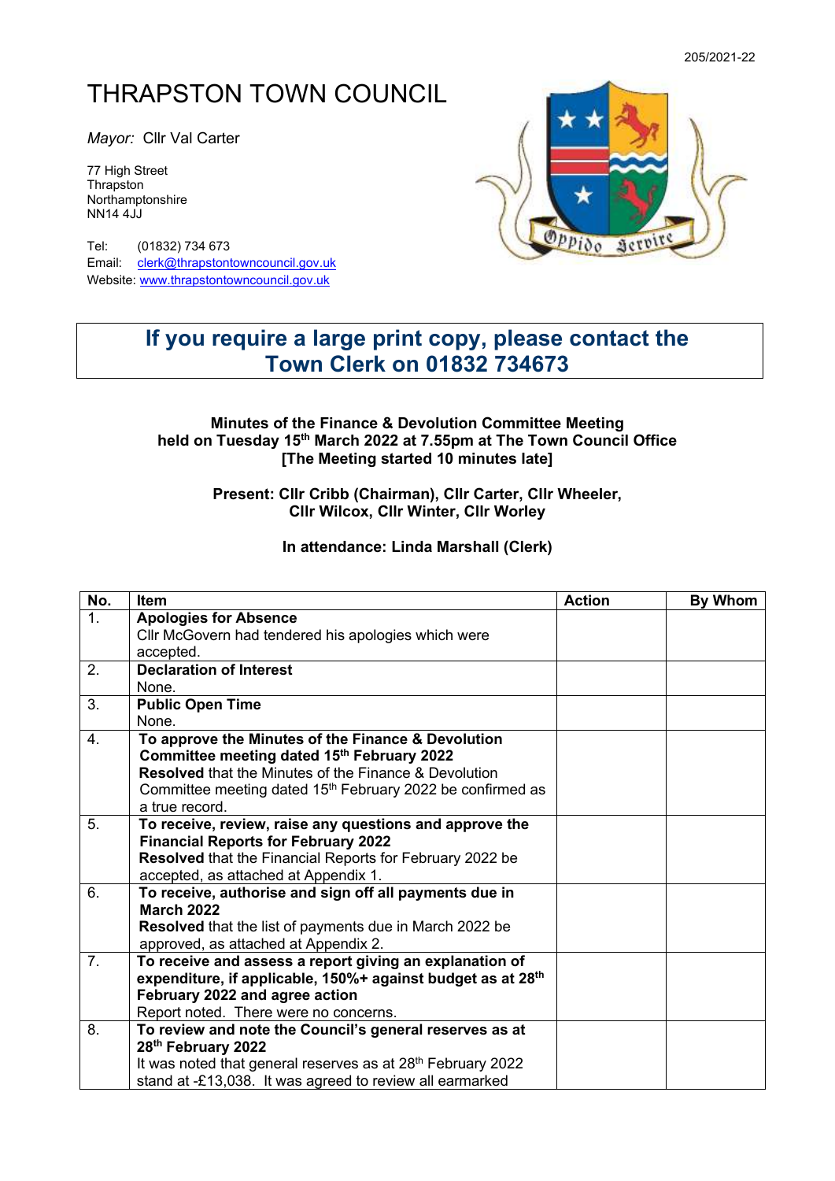205/2021-22

# THRAPSTON TOWN COUNCIL

*Mayor:* Cllr Val Carter

77 High Street
Thrapston
Northamptonshire
NN14 4JJ

Tel: (01832) 734 673
Email: clerk@thrapstontowncouncil.gov.uk
Website: www.thrapstontowncouncil.gov.uk

Oppido Servire

## If you require a large print copy, please contact the Town Clerk on 01832 734673

**Minutes of the Finance & Devolution Committee Meeting held on Tuesday 15th March 2022 at 7.55pm at The Town Council Office [The Meeting started 10 minutes late]**

**Present: Cllr Cribb (Chairman), Cllr Carter, Cllr Wheeler, Cllr Wilcox, Cllr Winter, Cllr Worley**

**In attendance: Linda Marshall (Clerk)**

| No. | Item | Action | By Whom |
|---|---|---|---|
| 1. | **Apologies for Absence**<br>Cllr McGovern had tendered his apologies which were accepted. | | |
| 2. | **Declaration of Interest**<br>None. | | |
| 3. | **Public Open Time**<br>None. | | |
| 4. | **To approve the Minutes of the Finance & Devolution Committee meeting dated 15th February 2022**<br>**Resolved** that the Minutes of the Finance & Devolution Committee meeting dated 15th February 2022 be confirmed as a true record. | | |
| 5. | **To receive, review, raise any questions and approve the Financial Reports for February 2022**<br>**Resolved** that the Financial Reports for February 2022 be accepted, as attached at Appendix 1. | | |
| 6. | **To receive, authorise and sign off all payments due in March 2022**<br>**Resolved** that the list of payments due in March 2022 be approved, as attached at Appendix 2. | | |
| 7. | **To receive and assess a report giving an explanation of expenditure, if applicable, 150%+ against budget as at 28th February 2022 and agree action**<br>Report noted. There were no concerns. | | |
| 8. | **To review and note the Council's general reserves as at 28th February 2022**<br>It was noted that general reserves as at 28th February 2022 stand at -£13,038. It was agreed to review all earmarked | | |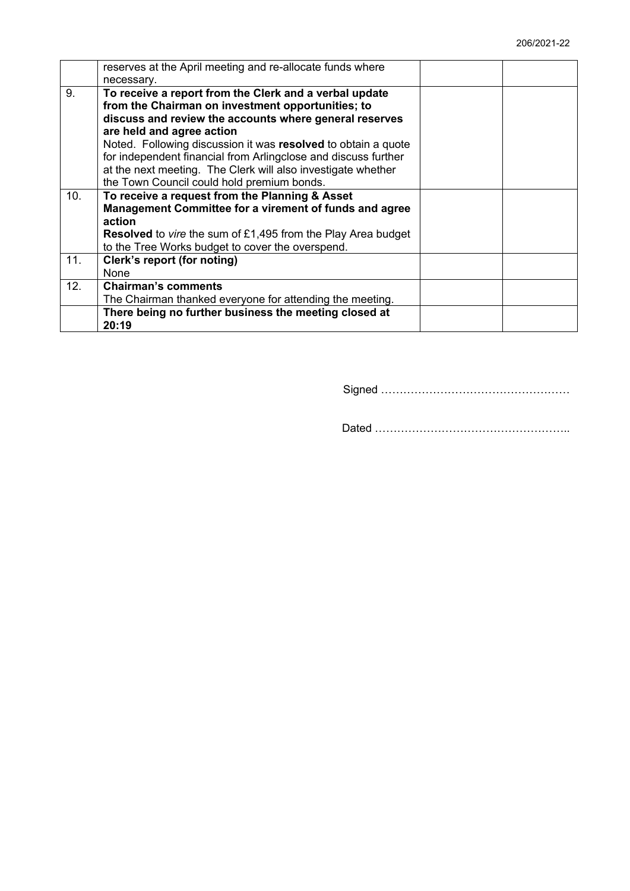| | | | |
|---|---|---|---|
| | reserves at the April meeting and re-allocate funds where necessary. | | |
| 9. | **To receive a report from the Clerk and a verbal update from the Chairman on investment opportunities; to discuss and review the accounts where general reserves are held and agree action**<br>Noted. Following discussion it was **resolved** to obtain a quote for independent financial from Arlingclose and discuss further at the next meeting. The Clerk will also investigate whether the Town Council could hold premium bonds. | | |
| 10. | **To receive a request from the Planning & Asset Management Committee for a virement of funds and agree action**<br>**Resolved** to *vire* the sum of £1,495 from the Play Area budget to the Tree Works budget to cover the overspend. | | |
| 11. | **Clerk's report (for noting)**<br>None | | |
| 12. | **Chairman's comments**<br>The Chairman thanked everyone for attending the meeting. | | |
| | **There being no further business the meeting closed at 20:19** | | |

Signed ……………………………………………

Dated ……………………………………………..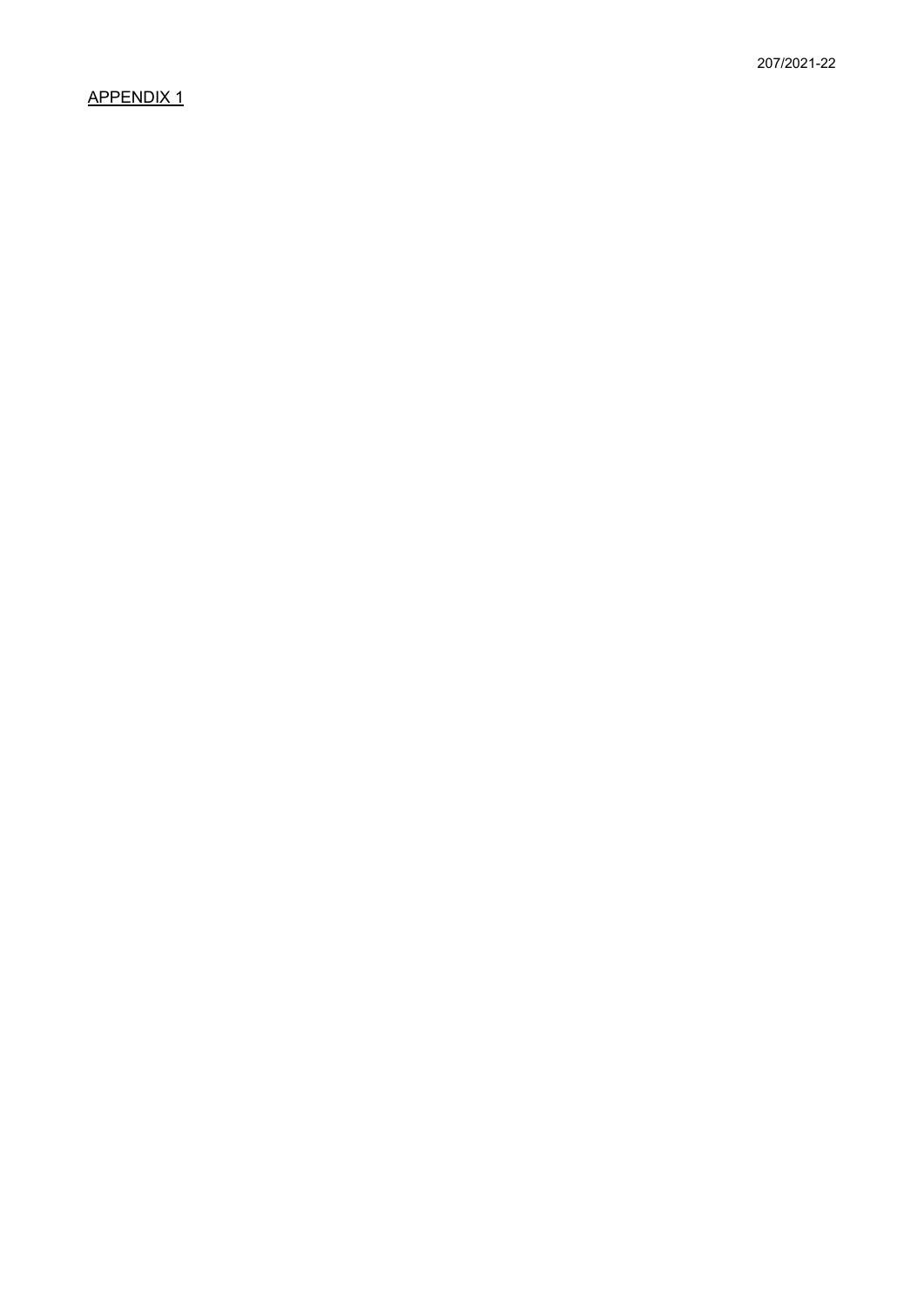APPENDIX 1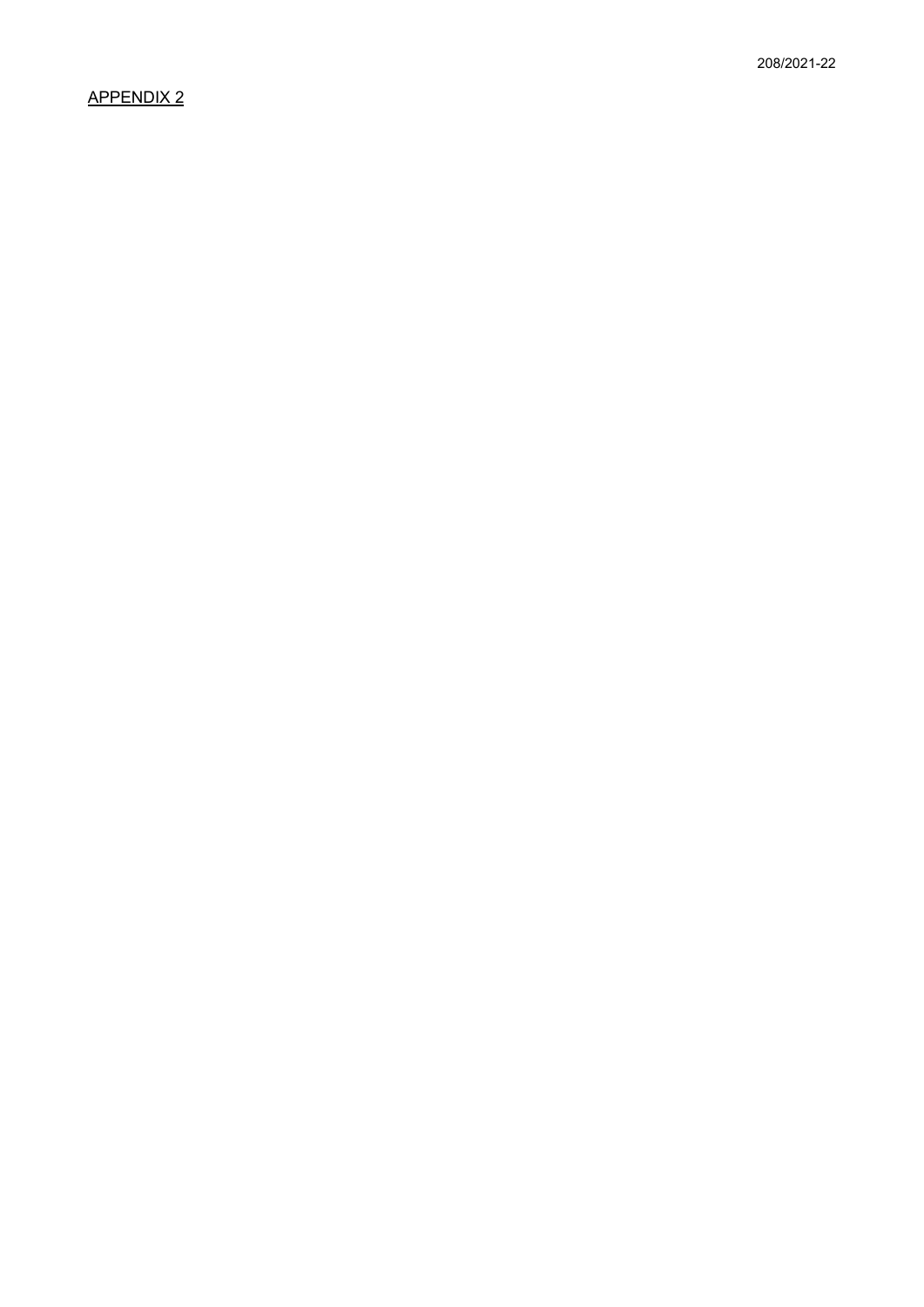208/2021-22

APPENDIX 2